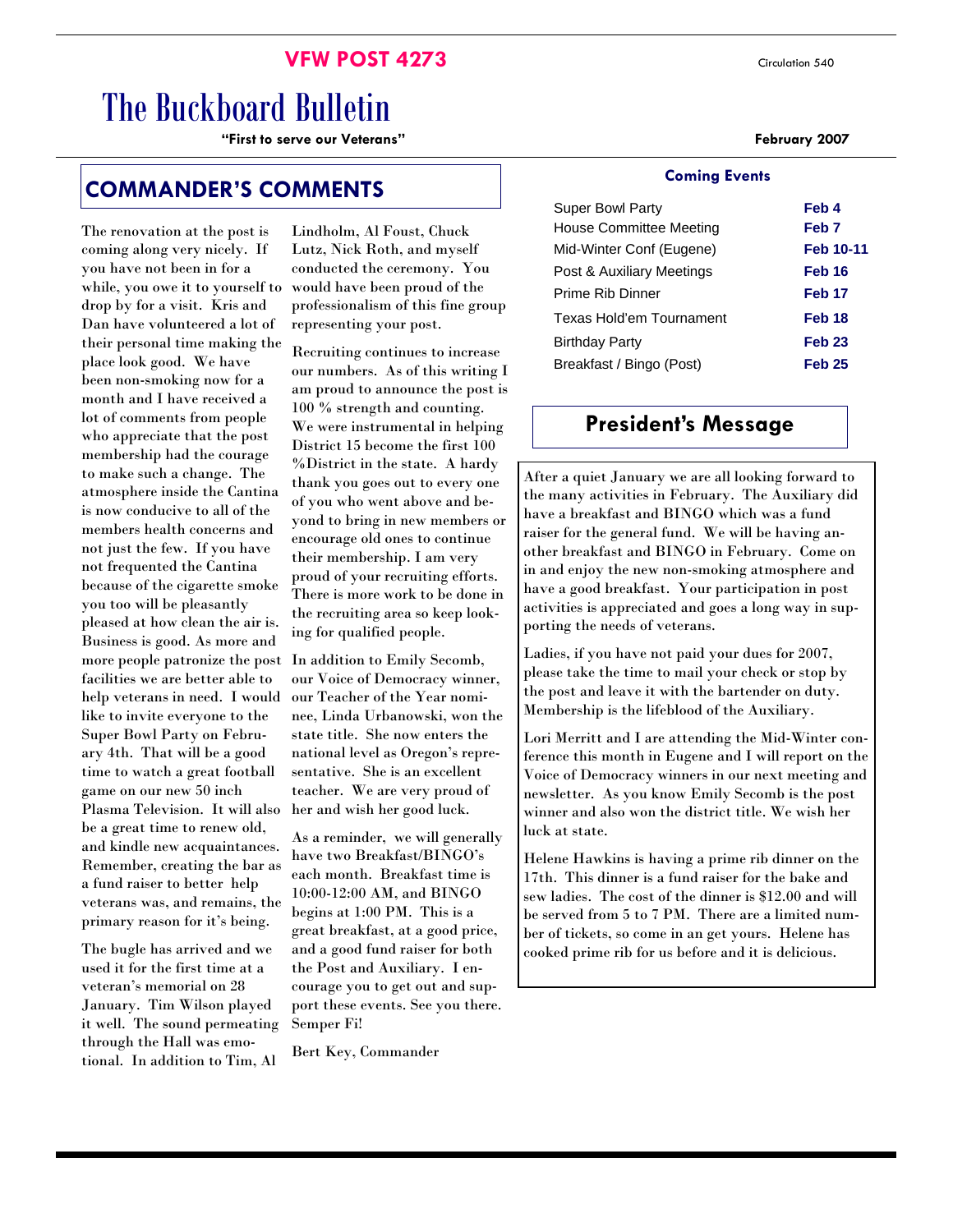**VFW POST 4273**

Circulation 540

# The Buckboard Bulletin

**"First to serve our Veterans"**

**February 2007**

## COMMANDER'S COMMENTS

The renovation at the post is coming along very nicely. If you have not been in for a while, you owe it to yourself to drop by for a visit. Kris and Dan have volunteered a lot of their personal time making the place look good. We have been non-smoking now for a month and I have received a lot of comments from people who appreciate that the post membership had the courage to make such a change. The atmosphere inside the Cantina is now conducive to all of the members health concerns and not just the few. If you have not frequented the Cantina because of the cigarette smoke you too will be pleasantly pleased at how clean the air is. Business is good. As more and more people patronize the post facilities we are better able to help veterans in need. I would like to invite everyone to the Super Bowl Party on February 4th. That will be a good time to watch a great football game on our new 50 inch Plasma Television. It will also be a great time to renew old, and kindle new acquaintances. Remember, creating the bar as a fund raiser to better help veterans was, and remains, the primary reason for it's being.

The bugle has arrived and we used it for the first time at a veteran's memorial on 28 January. Tim Wilson played it well. The sound permeating through the Hall was emotional. In addition to Tim, Al Lindholm, Al Foust, Chuck Lutz, Nick Roth, and myself conducted the ceremony. You would have been proud of the professionalism of this fine group representing your post.

Recruiting continues to increase our numbers. As of this writing I am proud to announce the post is 100 % strength and counting. We were instrumental in helping District 15 become the first 100 %District in the state. A hardy thank you goes out to every one of you who went above and beyond to bring in new members or encourage old ones to continue their membership. I am very proud of your recruiting efforts. There is more work to be done in the recruiting area so keep looking for qualified people.

In addition to Emily Secomb, our Voice of Democracy winner, our Teacher of the Year nominee, Linda Urbanowski, won the state title. She now enters the national level as Oregon's representative. She is an excellent teacher. We are very proud of her and wish her good luck.

As a reminder, we will generally have two Breakfast/BINGO's each month. Breakfast time is 10:00-12:00 AM, and BINGO begins at 1:00 PM. This is a great breakfast, at a good price, and a good fund raiser for both the Post and Auxiliary. I encourage you to get out and support these events. See you there. Semper Fi!

Bert Key, Commander

### Coming Events

| Event | Date |
| --- | --- |
| Super Bowl Party | **Feb 4** |
| House Committee Meeting | **Feb 7** |
| Mid-Winter Conf (Eugene) | **Feb 10-11** |
| Post & Auxiliary Meetings | **Feb 16** |
| Prime Rib Dinner | **Feb 17** |
| Texas Hold'em Tournament | **Feb 18** |
| Birthday Party | **Feb 23** |
| Breakfast / Bingo (Post) | **Feb 25** |

## President's Message

After a quiet January we are all looking forward to the many activities in February. The Auxiliary did have a breakfast and BINGO which was a fund raiser for the general fund. We will be having another breakfast and BINGO in February. Come on in and enjoy the new non-smoking atmosphere and have a good breakfast. Your participation in post activities is appreciated and goes a long way in supporting the needs of veterans.

Ladies, if you have not paid your dues for 2007, please take the time to mail your check or stop by the post and leave it with the bartender on duty. Membership is the lifeblood of the Auxiliary.

Lori Merritt and I are attending the Mid-Winter conference this month in Eugene and I will report on the Voice of Democracy winners in our next meeting and newsletter. As you know Emily Secomb is the post winner and also won the district title. We wish her luck at state.

Helene Hawkins is having a prime rib dinner on the 17th. This dinner is a fund raiser for the bake and sew ladies. The cost of the dinner is $12.00 and will be served from 5 to 7 PM. There are a limited number of tickets, so come in an get yours. Helene has cooked prime rib for us before and it is delicious.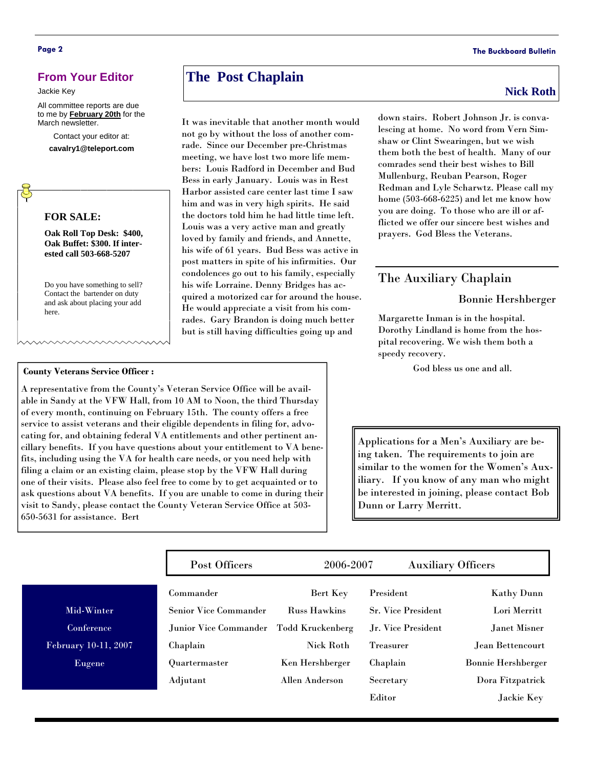## From Your Editor

Jackie Key

All committee reports are due to me by **February 20th** for the March newsletter.

Contact your editor at:

**cavalry1@teleport.com**

### FOR SALE:

**Oak Roll Top Desk: $400, Oak Buffet: $300. If interested call 503-668-5207**

Do you have something to sell? Contact the bartender on duty and ask about placing your add here.

## The Post Chaplain

**Nick Roth**

It was inevitable that another month would not go by without the loss of another comrade. Since our December pre-Christmas meeting, we have lost two more life members: Louis Radford in December and Bud Bess in early January. Louis was in Rest Harbor assisted care center last time I saw him and was in very high spirits. He said the doctors told him he had little time left. Louis was a very active man and greatly loved by family and friends, and Annette, his wife of 61 years. Bud Bess was active in post matters in spite of his infirmities. Our condolences go out to his family, especially his wife Lorraine. Denny Bridges has acquired a motorized car for around the house. He would appreciate a visit from his comrades. Gary Brandon is doing much better but is still having difficulties going up and down stairs. Robert Johnson Jr. is convalescing at home. No word from Vern Simshaw or Clint Swearingen, but we wish them both the best of health. Many of our comrades send their best wishes to Bill Mullenburg, Reuban Pearson, Roger Redman and Lyle Scharwtz. Please call my home (503-668-6225) and let me know how you are doing. To those who are ill or afflicted we offer our sincere best wishes and prayers. God Bless the Veterans.

## The Auxiliary Chaplain

Bonnie Hershberger

Margarette Inman is in the hospital. Dorothy Lindland is home from the hospital recovering. We wish them both a speedy recovery.

God bless us one and all.

**County Veterans Service Officer :**

A representative from the County's Veteran Service Office will be available in Sandy at the VFW Hall, from 10 AM to Noon, the third Thursday of every month, continuing on February 15th. The county offers a free service to assist veterans and their eligible dependents in filing for, advocating for, and obtaining federal VA entitlements and other pertinent ancillary benefits. If you have questions about your entitlement to VA benefits, including using the VA for health care needs, or you need help with filing a claim or an existing claim, please stop by the VFW Hall during one of their visits. Please also feel free to come by to get acquainted or to ask questions about VA benefits. If you are unable to come in during their visit to Sandy, please contact the County Veteran Service Office at 503-650-5631 for assistance. Bert

Applications for a Men's Auxiliary are being taken. The requirements to join are similar to the women for the Women's Auxiliary. If you know of any man who might be interested in joining, please contact Bob Dunn or Larry Merritt.

Mid-Winter Conference

February 10-11, 2007

Eugene

| Post Officers | 2006-2007 | Auxiliary Officers | |
|---|---|---|---|
| Commander | Bert Key | President | Kathy Dunn |
| Senior Vice Commander | Russ Hawkins | Sr. Vice President | Lori Merritt |
| Junior Vice Commander | Todd Kruckenberg | Jr. Vice President | Janet Misner |
| Chaplain | Nick Roth | Treasurer | Jean Bettencourt |
| Quartermaster | Ken Hershberger | Chaplain | Bonnie Hershberger |
| Adjutant | Allen Anderson | Secretary | Dora Fitzpatrick |
| | | Editor | Jackie Key |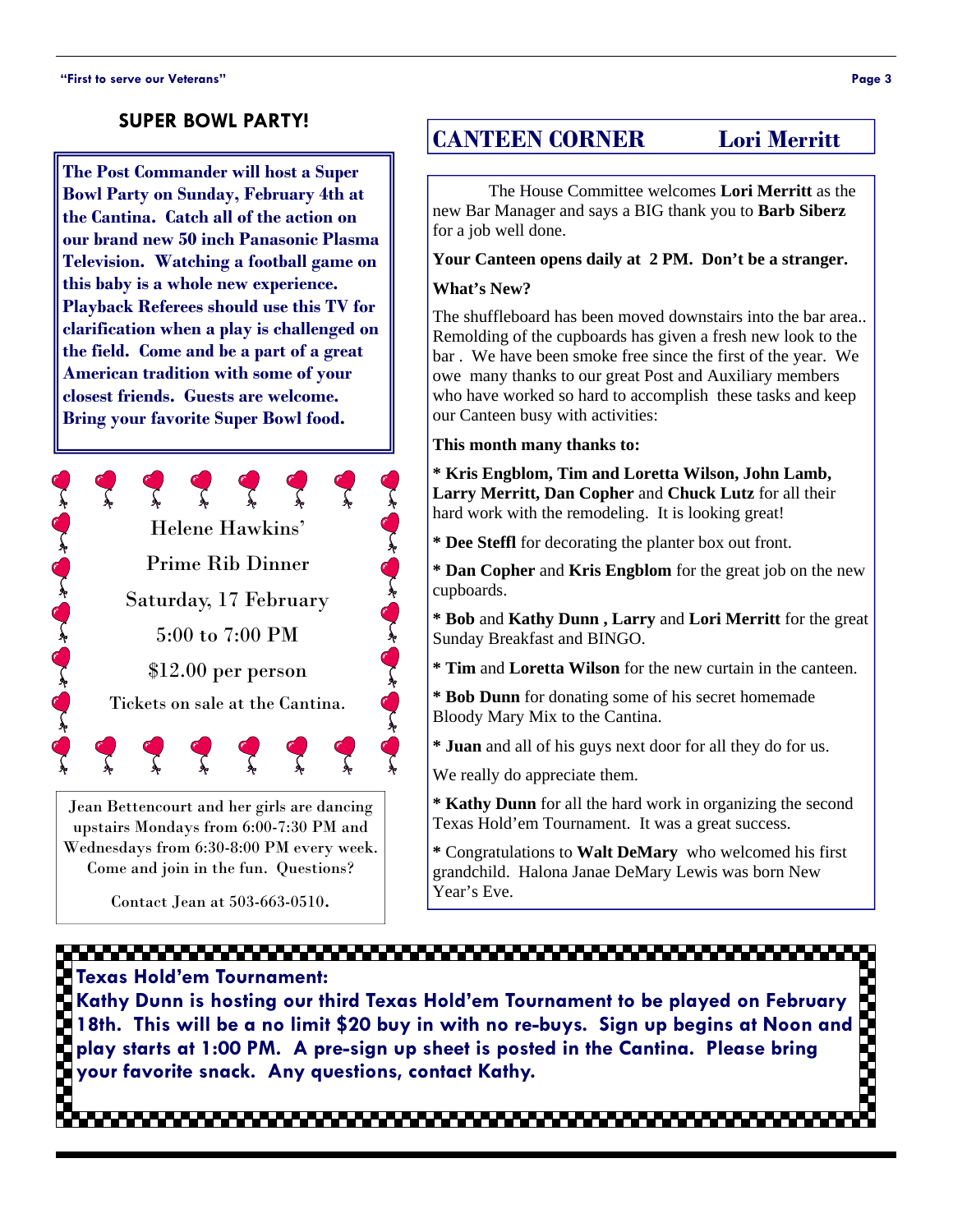## SUPER BOWL PARTY!

**The Post Commander will host a Super Bowl Party on Sunday, February 4th at the Cantina. Catch all of the action on our brand new 50 inch Panasonic Plasma Television. Watching a football game on this baby is a whole new experience. Playback Referees should use this TV for clarification when a play is challenged on the field. Come and be a part of a great American tradition with some of your closest friends. Guests are welcome. Bring your favorite Super Bowl food.**

Helene Hawkins'

Prime Rib Dinner

Saturday, 17 February

5:00 to 7:00 PM

$12.00 per person

Tickets on sale at the Cantina.

Jean Bettencourt and her girls are dancing upstairs Mondays from 6:00-7:30 PM and Wednesdays from 6:30-8:00 PM every week. Come and join in the fun. Questions?

Contact Jean at 503-663-0510.

## CANTEEN CORNER — Lori Merritt

The House Committee welcomes **Lori Merritt** as the new Bar Manager and says a BIG thank you to **Barb Siberz** for a job well done.

**Your Canteen opens daily at 2 PM. Don't be a stranger.**

**What's New?**

The shuffleboard has been moved downstairs into the bar area.. Remolding of the cupboards has given a fresh new look to the bar . We have been smoke free since the first of the year. We owe many thanks to our great Post and Auxiliary members who have worked so hard to accomplish these tasks and keep our Canteen busy with activities:

**This month many thanks to:**

* **Kris Engblom, Tim and Loretta Wilson, John Lamb, Larry Merritt, Dan Copher** and **Chuck Lutz** for all their hard work with the remodeling. It is looking great!

* **Dee Steffl** for decorating the planter box out front.

* **Dan Copher** and **Kris Engblom** for the great job on the new cupboards.

* **Bob** and **Kathy Dunn , Larry** and **Lori Merritt** for the great Sunday Breakfast and BINGO.

* **Tim** and **Loretta Wilson** for the new curtain in the canteen.

* **Bob Dunn** for donating some of his secret homemade Bloody Mary Mix to the Cantina.

* **Juan** and all of his guys next door for all they do for us.

We really do appreciate them.

* **Kathy Dunn** for all the hard work in organizing the second Texas Hold'em Tournament. It was a great success.

* Congratulations to **Walt DeMary** who welcomed his first grandchild. Halona Janae DeMary Lewis was born New Year's Eve.

**Texas Hold'em Tournament:**

**Kathy Dunn is hosting our third Texas Hold'em Tournament to be played on February 18th. This will be a no limit $20 buy in with no re-buys. Sign up begins at Noon and play starts at 1:00 PM. A pre-sign up sheet is posted in the Cantina. Please bring your favorite snack. Any questions, contact Kathy.**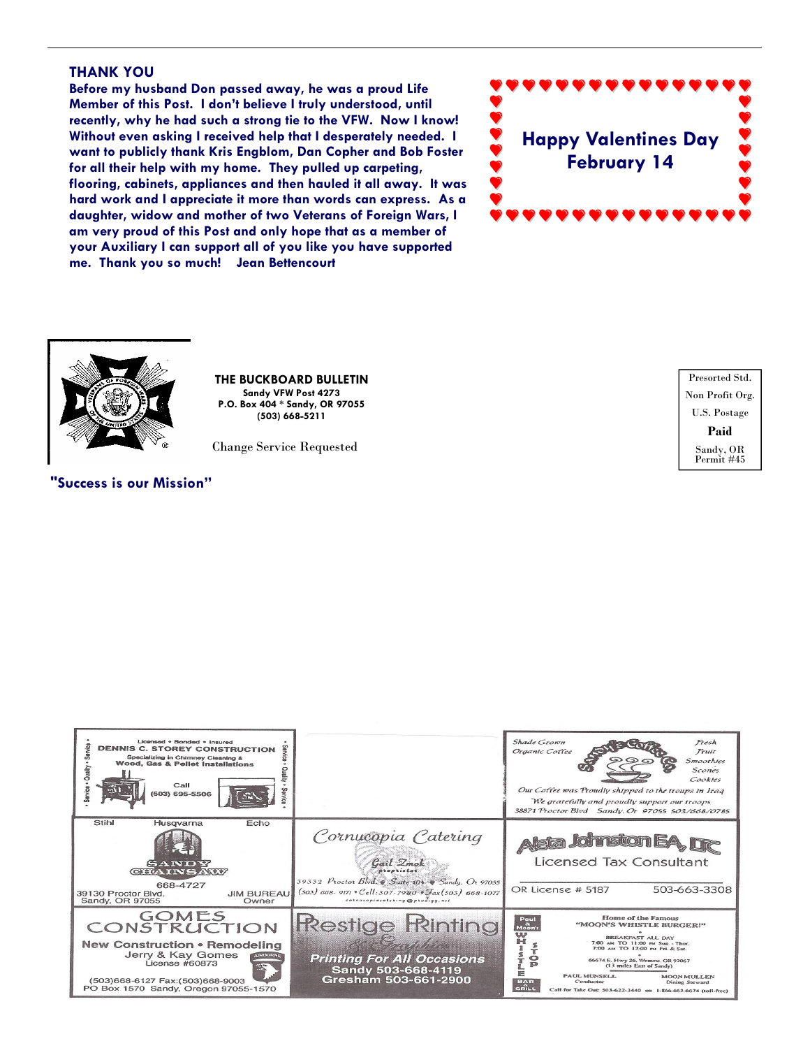## THANK YOU

**Before my husband Don passed away, he was a proud Life Member of this Post. I don't believe I truly understood, until recently, why he had such a strong tie to the VFW. Now I know! Without even asking I received help that I desperately needed. I want to publicly thank Kris Englblom, Dan Copher and Bob Foster for all their help with my home. They pulled up carpeting, flooring, cabinets, appliances and then hauled it all away. It was hard work and I appreciate it more than words can express. As a daughter, widow and mother of two Veterans of Foreign Wars, I am very proud of this Post and only hope that as a member of your Auxiliary I can support all of you like you have supported me. Thank you so much! Jean Bettencourt**

**Happy Valentines Day**
**February 14**

**THE BUCKBOARD BULLETIN**
**Sandy VFW Post 4273**
**P.O. Box 404 * Sandy, OR 97055**
**(503) 668-5211**

Change Service Requested

Presorted Std.
Non Profit Org.
U.S. Postage
**Paid**
Sandy, OR
Permit #45

**"Success is our Mission"**

| | | |
|---|---|---|
| Licensed • Bonded • Insured<br>DENNIS C. STOREY CONSTRUCTION<br>Specializing in Chimney Cleaning & Wood, Gas & Pellet Installations<br>Call (503) 695-5506<br>Service • Quality • Service | | Shade Grown Organic Coffee<br>Sandy's Coffee Co.<br>Fresh Fruit Smoothies Scones Cookies<br>Our Coffee was Proudly shipped to the troups in Iraq<br>We gratefully and proudly support our troops<br>38871 Proctor Blvd Sandy, Or 97055 503/668/0785 |
| Stihl Husqvarna Echo<br>SANDY CHAINSAW<br>668-4727<br>39130 Proctor Blvd. Sandy, OR 97055<br>JIM BUREAU Owner | Cornucopia Catering<br>Gail Zmok proprietor<br>39332 Proctor Blvd. Suite 104 Sandy, Or 97055<br>(503) 668-9171 • Cell: 307-7980 • Fax (503) 668-1077<br>cornucopiacatering@prodigy.net | Aleta Johnston EA, LLC<br>Licensed Tax Consultant<br>OR License # 5187 503-663-3308 |
| GOMES CONSTRUCTION<br>New Construction • Remodeling<br>Jerry & Kay Gomes<br>License #60873<br>(503)668-6127 Fax:(503)668-9003<br>PO Box 1570 Sandy, Oregon 97055-1570 | Prestige Printing & Graphics<br>Printing For All Occasions<br>Sandy 503-668-4119<br>Gresham 503-661-2900 | Paul & Moon's WHISTLE STOP BAR & GRILL<br>Home of the Famous "MOON'S WHISTLE BURGER!"<br>BREAKFAST ALL DAY<br>7:00 AM TO 11:00 PM Sun. - Thur.<br>7:00 AM TO 12:00 PM Fri. & Sat.<br>66674 E. Hwy 26, Wemme, OR 97067 (13 miles East of Sandy)<br>PAUL MUNSELL Conductor — MOON MULLEN Dining Steward<br>Call for Take Out: 503-622-3440 or 1-866-662-6674 (toll-free) |